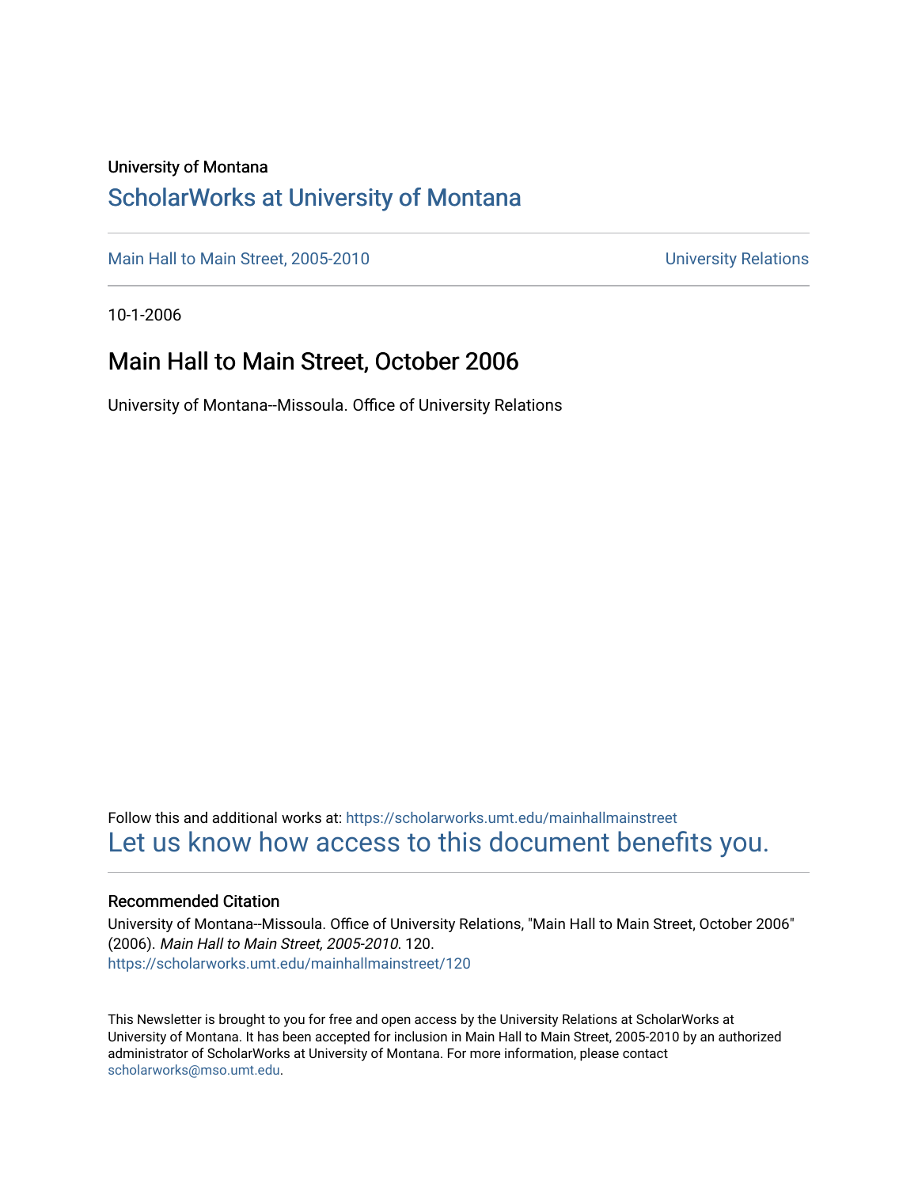University of Montana

# ScholarWorks at University of Montana

Main Hall to Main Street, 2005-2010 University Relations

10-1-2006

## Main Hall to Main Street, October 2006

University of Montana--Missoula. Office of University Relations

Follow this and additional works at: https://scholarworks.umt.edu/mainhallmainstreet

Let us know how access to this document benefits you.

### Recommended Citation

University of Montana--Missoula. Office of University Relations, "Main Hall to Main Street, October 2006" (2006). *Main Hall to Main Street, 2005-2010*. 120.
https://scholarworks.umt.edu/mainhallmainstreet/120

This Newsletter is brought to you for free and open access by the University Relations at ScholarWorks at University of Montana. It has been accepted for inclusion in Main Hall to Main Street, 2005-2010 by an authorized administrator of ScholarWorks at University of Montana. For more information, please contact scholarworks@mso.umt.edu.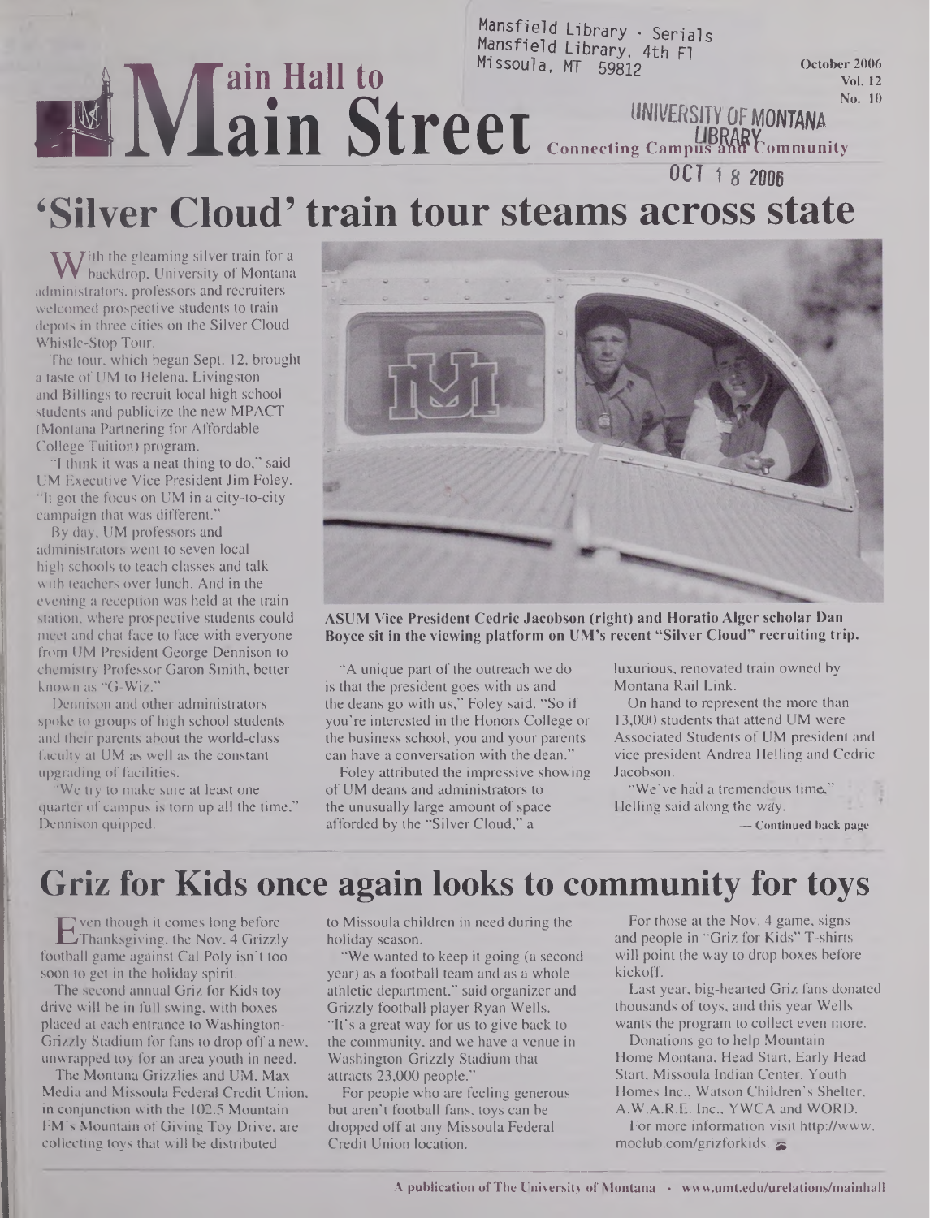Mansfield Library - Serials
Mansfield Library, 4th Fl
Missoula, MT 59812

October 2006
Vol. 12
No. 10

# Main Hall to Main Street

UNIVERSITY OF MONTANA LIBRARY

Connecting Campus and Community

OCT 18 2006

## 'Silver Cloud' train tour steams across state

With the gleaming silver train for a backdrop, University of Montana administrators, professors and recruiters welcomed prospective students to train depots in three cities on the Silver Cloud Whistle-Stop Tour.

The tour, which began Sept. 12, brought a taste of UM to Helena, Livingston and Billings to recruit local high school students and publicize the new MPACT (Montana Partnering for Affordable College Tuition) program.

"I think it was a neat thing to do," said UM Executive Vice President Jim Foley. "It got the focus on UM in a city-to-city campaign that was different."

By day, UM professors and administrators went to seven local high schools to teach classes and talk with teachers over lunch. And in the evening a reception was held at the train station, where prospective students could meet and chat face to face with everyone from UM President George Dennison to chemistry Professor Garon Smith, better known as "G-Wiz."

Dennison and other administrators spoke to groups of high school students and their parents about the world-class faculty at UM as well as the constant upgrading of facilities.

"We try to make sure at least one quarter of campus is torn up all the time," Dennison quipped.

**ASUM Vice President Cedric Jacobson (right) and Horatio Alger scholar Dan Boyce sit in the viewing platform on UM's recent "Silver Cloud" recruiting trip.**

"A unique part of the outreach we do is that the president goes with us and the deans go with us," Foley said. "So if you're interested in the Honors College or the business school, you and your parents can have a conversation with the dean."

Foley attributed the impressive showing of UM deans and administrators to the unusually large amount of space afforded by the "Silver Cloud," a luxurious, renovated train owned by Montana Rail Link.

On hand to represent the more than 13,000 students that attend UM were Associated Students of UM president and vice president Andrea Helling and Cedric Jacobson.

"We've had a tremendous time," Helling said along the way.

— Continued back page

## Griz for Kids once again looks to community for toys

Even though it comes long before Thanksgiving, the Nov. 4 Grizzly football game against Cal Poly isn't too soon to get in the holiday spirit.

The second annual Griz for Kids toy drive will be in full swing, with boxes placed at each entrance to Washington-Grizzly Stadium for fans to drop off a new, unwrapped toy for an area youth in need.

The Montana Grizzlies and UM, Max Media and Missoula Federal Credit Union, in conjunction with the 102.5 Mountain FM's Mountain of Giving Toy Drive, are collecting toys that will be distributed to Missoula children in need during the holiday season.

"We wanted to keep it going (a second year) as a football team and as a whole athletic department," said organizer and Grizzly football player Ryan Wells. "It's a great way for us to give back to the community, and we have a venue in Washington-Grizzly Stadium that attracts 23,000 people."

For people who are feeling generous but aren't football fans, toys can be dropped off at any Missoula Federal Credit Union location.

For those at the Nov. 4 game, signs and people in "Griz for Kids" T-shirts will point the way to drop boxes before kickoff.

Last year, big-hearted Griz fans donated thousands of toys, and this year Wells wants the program to collect even more.

Donations go to help Mountain Home Montana, Head Start, Early Head Start, Missoula Indian Center, Youth Homes Inc., Watson Children's Shelter, A.W.A.R.E. Inc., YWCA and WORD.

For more information visit http://www.moclub.com/grizforkids.

A publication of The University of Montana • www.umt.edu/urelations/mainhall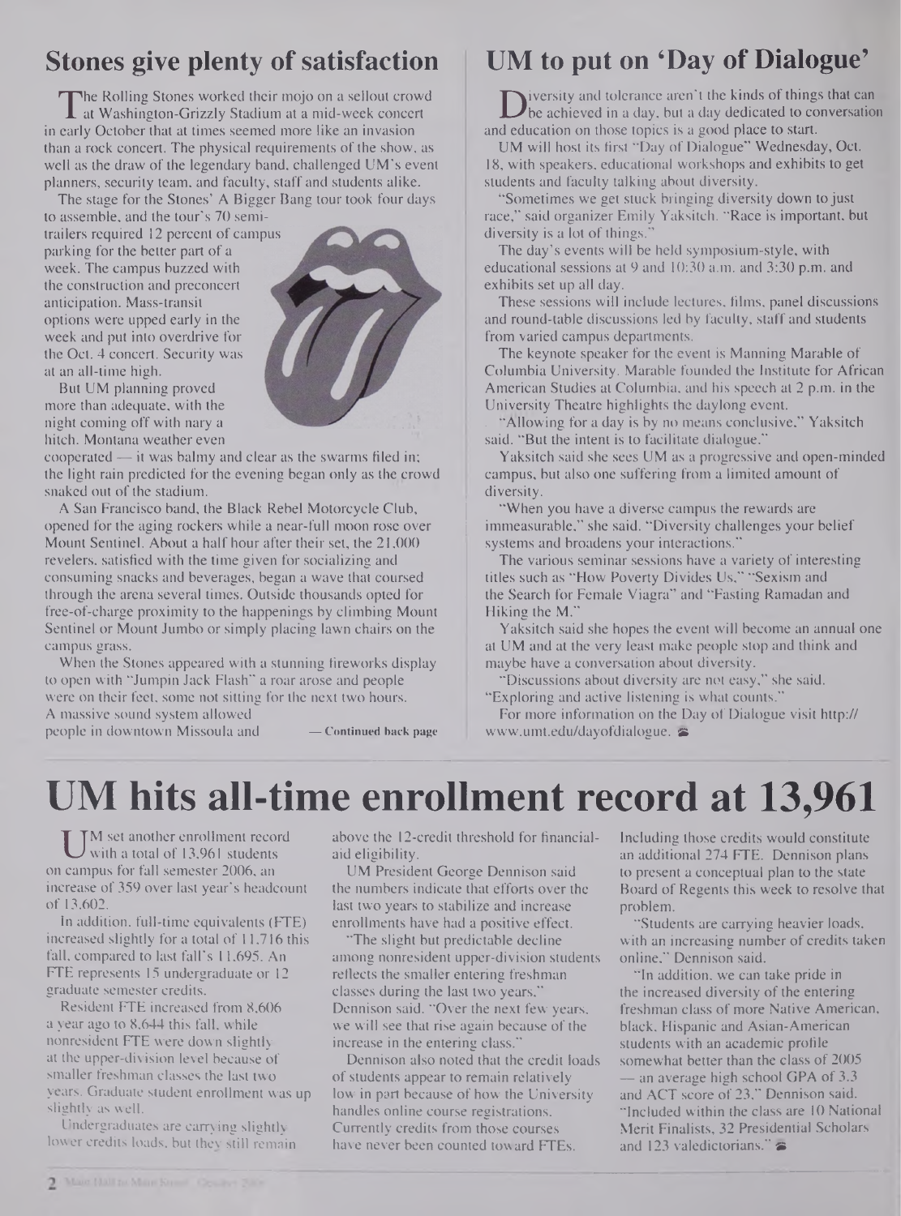## Stones give plenty of satisfaction

The Rolling Stones worked their mojo on a sellout crowd at Washington-Grizzly Stadium at a mid-week concert in early October that at times seemed more like an invasion than a rock concert. The physical requirements of the show, as well as the draw of the legendary band, challenged UM's event planners, security team, and faculty, staff and students alike.

The stage for the Stones' A Bigger Bang tour took four days to assemble, and the tour's 70 semi-trailers required 12 percent of campus parking for the better part of a week. The campus buzzed with the construction and preconcert anticipation. Mass-transit options were upped early in the week and put into overdrive for the Oct. 4 concert. Security was at an all-time high.

But UM planning proved more than adequate, with the night coming off with nary a hitch. Montana weather even cooperated — it was balmy and clear as the swarms filed in; the light rain predicted for the evening began only as the crowd snaked out of the stadium.

A San Francisco band, the Black Rebel Motorcycle Club, opened for the aging rockers while a near-full moon rose over Mount Sentinel. About a half hour after their set, the 21,000 revelers, satisfied with the time given for socializing and consuming snacks and beverages, began a wave that coursed through the arena several times. Outside thousands opted for free-of-charge proximity to the happenings by climbing Mount Sentinel or Mount Jumbo or simply placing lawn chairs on the campus grass.

When the Stones appeared with a stunning fireworks display to open with "Jumpin Jack Flash" a roar arose and people were on their feet, some not sitting for the next two hours. A massive sound system allowed people in downtown Missoula and — **Continued back page**

## UM to put on 'Day of Dialogue'

Diversity and tolerance aren't the kinds of things that can be achieved in a day, but a day dedicated to conversation and education on those topics is a good place to start.

UM will host its first "Day of Dialogue" Wednesday, Oct. 18, with speakers, educational workshops and exhibits to get students and faculty talking about diversity.

"Sometimes we get stuck bringing diversity down to just race," said organizer Emily Yaksitch. "Race is important, but diversity is a lot of things."

The day's events will be held symposium-style, with educational sessions at 9 and 10:30 a.m. and 3:30 p.m. and exhibits set up all day.

These sessions will include lectures, films, panel discussions and round-table discussions led by faculty, staff and students from varied campus departments.

The keynote speaker for the event is Manning Marable of Columbia University. Marable founded the Institute for African American Studies at Columbia, and his speech at 2 p.m. in the University Theatre highlights the daylong event.

"Allowing for a day is by no means conclusive," Yaksitch said. "But the intent is to facilitate dialogue."

Yaksitch said she sees UM as a progressive and open-minded campus, but also one suffering from a limited amount of diversity.

"When you have a diverse campus the rewards are immeasurable," she said. "Diversity challenges your belief systems and broadens your interactions."

The various seminar sessions have a variety of interesting titles such as "How Poverty Divides Us," "Sexism and the Search for Female Viagra" and "Fasting Ramadan and Hiking the M."

Yaksitch said she hopes the event will become an annual one at UM and at the very least make people stop and think and maybe have a conversation about diversity.

"Discussions about diversity are not easy," she said. "Exploring and active listening is what counts."

For more information on the Day of Dialogue visit http://www.umt.edu/dayofdialogue.

# UM hits all-time enrollment record at 13,961

UM set another enrollment record with a total of 13,961 students on campus for fall semester 2006, an increase of 359 over last year's headcount of 13,602.

In addition, full-time equivalents (FTE) increased slightly for a total of 11,716 this fall, compared to last fall's 11,695. An FTE represents 15 undergraduate or 12 graduate semester credits.

Resident FTE increased from 8,606 a year ago to 8,644 this fall, while nonresident FTE were down slightly at the upper-division level because of smaller freshman classes the last two years. Graduate student enrollment was up slightly as well.

Undergraduates are carrying slightly lower credits loads, but they still remain above the 12-credit threshold for financial-aid eligibility.

UM President George Dennison said the numbers indicate that efforts over the last two years to stabilize and increase enrollments have had a positive effect.

"The slight but predictable decline among nonresident upper-division students reflects the smaller entering freshman classes during the last two years," Dennison said. "Over the next few years, we will see that rise again because of the increase in the entering class."

Dennison also noted that the credit loads of students appear to remain relatively low in part because of how the University handles online course registrations. Currently credits from those courses have never been counted toward FTEs. Including those credits would constitute an additional 274 FTE. Dennison plans to present a conceptual plan to the state Board of Regents this week to resolve that problem.

"Students are carrying heavier loads, with an increasing number of credits taken online," Dennison said.

"In addition, we can take pride in the increased diversity of the entering freshman class of more Native American, black, Hispanic and Asian-American students with an academic profile somewhat better than the class of 2005 — an average high school GPA of 3.3 and ACT score of 23," Dennison said. "Included within the class are 10 National Merit Finalists, 32 Presidential Scholars and 123 valedictorians."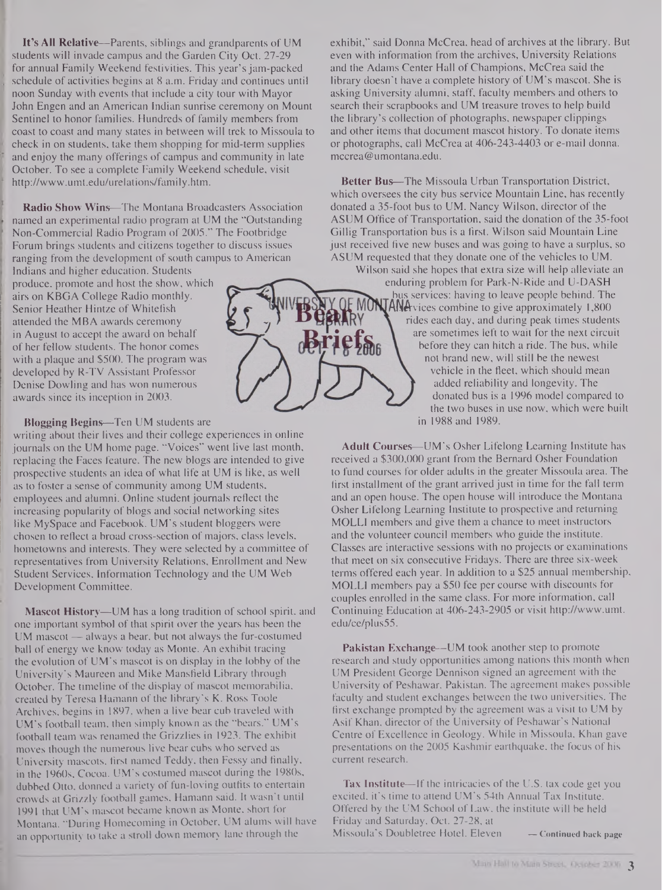# Bear Briefs

**It's All Relative**—Parents, siblings and grandparents of UM students will invade campus and the Garden City Oct. 27-29 for annual Family Weekend festivities. This year's jam-packed schedule of activities begins at 8 a.m. Friday and continues until noon Sunday with events that include a city tour with Mayor John Engen and an American Indian sunrise ceremony on Mount Sentinel to honor families. Hundreds of family members from coast to coast and many states in between will trek to Missoula to check in on students, take them shopping for mid-term supplies and enjoy the many offerings of campus and community in late October. To see a complete Family Weekend schedule, visit http://www.umt.edu/urelations/family.htm.

**Radio Show Wins**—The Montana Broadcasters Association named an experimental radio program at UM the "Outstanding Non-Commercial Radio Program of 2005." The Footbridge Forum brings students and citizens together to discuss issues ranging from the development of south campus to American Indians and higher education. Students produce, promote and host the show, which airs on KBGA College Radio monthly. Senior Heather Hintze of Whitefish attended the MBA awards ceremony in August to accept the award on behalf of her fellow students. The honor comes with a plaque and $500. The program was developed by R-TV Assistant Professor Denise Dowling and has won numerous awards since its inception in 2003.

**Blogging Begins**—Ten UM students are writing about their lives and their college experiences in online journals on the UM home page. "Voices" went live last month, replacing the Faces feature. The new blogs are intended to give prospective students an idea of what life at UM is like, as well as to foster a sense of community among UM students, employees and alumni. Online student journals reflect the increasing popularity of blogs and social networking sites like MySpace and Facebook. UM's student bloggers were chosen to reflect a broad cross-section of majors, class levels, hometowns and interests. They were selected by a committee of representatives from University Relations, Enrollment and New Student Services, Information Technology and the UM Web Development Committee.

**Mascot History**—UM has a long tradition of school spirit, and one important symbol of that spirit over the years has been the UM mascot — always a bear, but not always the fur-costumed ball of energy we know today as Monte. An exhibit tracing the evolution of UM's mascot is on display in the lobby of the University's Maureen and Mike Mansfield Library through October. The timeline of the display of mascot memorabilia, created by Teresa Hamann of the library's K. Ross Toole Archives, begins in 1897, when a live bear cub traveled with UM's football team, then simply known as the "bears." UM's football team was renamed the Grizzlies in 1923. The exhibit moves though the numerous live bear cubs who served as University mascots, first named Teddy, then Fessy and finally, in the 1960s, Cocoa. UM's costumed mascot during the 1980s, dubbed Otto, donned a variety of fun-loving outfits to entertain crowds at Grizzly football games, Hamann said. It wasn't until 1991 that UM's mascot became known as Monte, short for Montana. "During Homecoming in October, UM alums will have an opportunity to take a stroll down memory lane through the exhibit," said Donna McCrea, head of archives at the library. But even with information from the archives, University Relations and the Adams Center Hall of Champions, McCrea said the library doesn't have a complete history of UM's mascot. She is asking University alumni, staff, faculty members and others to search their scrapbooks and UM treasure troves to help build the library's collection of photographs, newspaper clippings and other items that document mascot history. To donate items or photographs, call McCrea at 406-243-4403 or e-mail donna.mccrea@umontana.edu.

**Better Bus**—The Missoula Urban Transportation District, which oversees the city bus service Mountain Line, has recently donated a 35-foot bus to UM. Nancy Wilson, director of the ASUM Office of Transportation, said the donation of the 35-foot Gillig Transportation bus is a first. Wilson said Mountain Line just received five new buses and was going to have a surplus, so ASUM requested that they donate one of the vehicles to UM. Wilson said she hopes that extra size will help alleviate an enduring problem for Park-N-Ride and U-DASH bus services: having to leave people behind. The services combine to give approximately 1,800 rides each day, and during peak times students are sometimes left to wait for the next circuit before they can hitch a ride. The bus, while not brand new, will still be the newest vehicle in the fleet, which should mean added reliability and longevity. The donated bus is a 1996 model compared to the two buses in use now, which were built in 1988 and 1989.

**Adult Courses**—UM's Osher Lifelong Learning Institute has received a $300,000 grant from the Bernard Osher Foundation to fund courses for older adults in the greater Missoula area. The first installment of the grant arrived just in time for the fall term and an open house. The open house will introduce the Montana Osher Lifelong Learning Institute to prospective and returning MOLLI members and give them a chance to meet instructors and the volunteer council members who guide the institute. Classes are interactive sessions with no projects or examinations that meet on six consecutive Fridays. There are three six-week terms offered each year. In addition to a $25 annual membership, MOLLI members pay a $50 fee per course with discounts for couples enrolled in the same class. For more information, call Continuing Education at 406-243-2905 or visit http://www.umt.edu/ce/plus55.

**Pakistan Exchange**—UM took another step to promote research and study opportunities among nations this month when UM President George Dennison signed an agreement with the University of Peshawar, Pakistan. The agreement makes possible faculty and student exchanges between the two universities. The first exchange prompted by the agreement was a visit to UM by Asif Khan, director of the University of Peshawar's National Centre of Excellence in Geology. While in Missoula, Khan gave presentations on the 2005 Kashmir earthquake, the focus of his current research.

**Tax Institute**—If the intricacies of the U.S. tax code get you excited, it's time to attend UM's 54th Annual Tax Institute. Offered by the UM School of Law, the institute will be held Friday and Saturday, Oct. 27-28, at Missoula's Doubletree Hotel. Eleven — **Continued back page**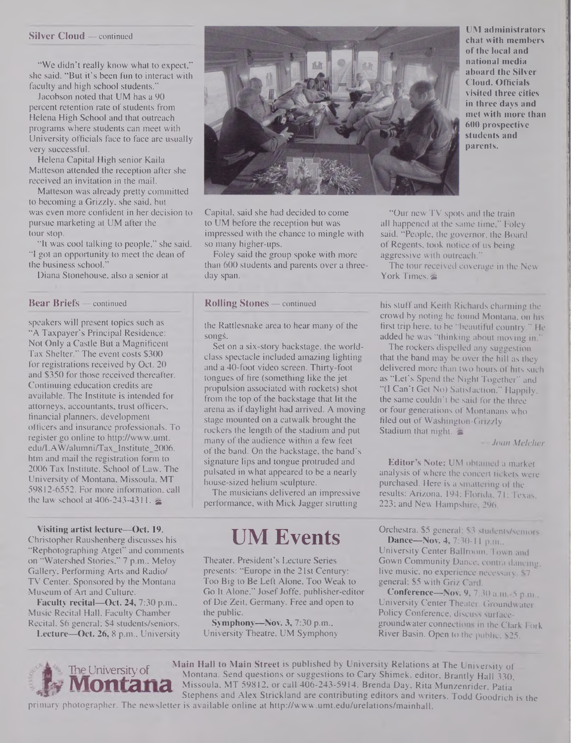### Silver Cloud — continued

"We didn't really know what to expect," she said. "But it's been fun to interact with faculty and high school students."

Jacobson noted that UM has a 90 percent retention rate of students from Helena High School and that outreach programs where students can meet with University officials face to face are usually very successful.

Helena Capital High senior Kaila Matteson attended the reception after she received an invitation in the mail.

Matteson was already pretty committed to becoming a Grizzly, she said, but was even more confident in her decision to pursue marketing at UM after the tour stop.

"It was cool talking to people," she said. "I got an opportunity to meet the dean of the business school."

Diana Stonehouse, also a senior at Capital, said she had decided to come to UM before the reception but was impressed with the chance to mingle with so many higher-ups.

Foley said the group spoke with more than 600 students and parents over a three-day span.

**UM administrators chat with members of the local and national media aboard the Silver Cloud. Officials visited three cities in three days and met with more than 600 prospective students and parents.**

"Our new TV spots and the train all happened at the same time," Foley said. "People, the governor, the Board of Regents, took notice of us being aggressive with outreach."

The tour received coverage in the New York Times.

### Bear Briefs — continued

speakers will present topics such as "A Taxpayer's Principal Residence: Not Only a Castle But a Magnificent Tax Shelter." The event costs $300 for registrations received by Oct. 20 and $350 for those received thereafter. Continuing education credits are available. The Institute is intended for attorneys, accountants, trust officers, financial planners, development officers and insurance professionals. To register go online to http://www.umt.edu/LAW/alumni/Tax_Institute_2006.htm and mail the registration form to 2006 Tax Institute, School of Law, The University of Montana, Missoula, MT 59812-6552. For more information, call the law school at 406-243-4311.

### Rolling Stones — continued

the Rattlesnake area to hear many of the songs.

Set on a six-story backstage, the world-class spectacle included amazing lighting and a 40-foot video screen. Thirty-foot tongues of fire (something like the jet propulsion associated with rockets) shot from the top of the backstage that lit the arena as if daylight had arrived. A moving stage mounted on a catwalk brought the rockers the length of the stadium and put many of the audience within a few feet of the band. On the backstage, the band's signature lips and tongue protruded and pulsated in what appeared to be a nearly house-sized helium sculpture.

The musicians delivered an impressive performance, with Mick Jagger strutting his stuff and Keith Richards charming the crowd by noting he found Montana, on his first trip here, to be "beautiful country." He added he was "thinking about moving in."

The rockers dispelled any suggestion that the band may be over the hill as they delivered more than two hours of hits such as "Let's Spend the Night Together" and "(I Can't Get No) Satisfaction." Happily, the same couldn't be said for the three or four generations of Montanans who filed out of Washington-Grizzly Stadium that night.

*— Joan Melcher*

**Editor's Note:** UM obtained a market analysis of where the concert tickets were purchased. Here is a smattering of the results: Arizona, 194; Florida, 71; Texas, 223; and New Hampshire, 296.

# UM Events

**Visiting artist lecture—Oct. 19.** Christopher Raushenberg discusses his "Rephotographing Atget" and comments on "Watershed Stories," 7 p.m., Meloy Gallery, Performing Arts and Radio/TV Center. Sponsored by the Montana Museum of Art and Culture.

**Faculty recital—Oct. 24,** 7:30 p.m., Music Recital Hall. Faculty Chamber Recital. $6 general; $4 students/seniors.

**Lecture—Oct. 26,** 8 p.m., University Theater. President's Lecture Series presents: "Europe in the 21st Century: Too Big to Be Left Alone, Too Weak to Go It Alone." Josef Joffe, publisher-editor of Die Zeit, Germany. Free and open to the public.

**Symphony—Nov. 3,** 7:30 p.m., University Theatre. UM Symphony Orchestra. $5 general; $3 students/seniors.

**Dance—Nov. 4,** 7:30-11 p.m., University Center Ballroom. Town and Gown Community Dance, contra dancing, live music, no experience necessary. $7 general; $5 with Griz Card.

**Conference—Nov. 9,** 7:30 a.m.-5 p.m., University Center Theater. Groundwater Policy Conference, discuss surface-groundwater connections in the Clark Fork River Basin. Open to the public. $25.

---

The University of Montana

**Main Hall to Main Street** is published by University Relations at The University of Montana. Send questions or suggestions to Cary Shimek, editor, Brantly Hall 330, Missoula, MT 59812, or call 406-243-5914. Brenda Day, Rita Munzenrider, Patia Stephens and Alex Strickland are contributing editors and writers. Todd Goodrich is the primary photographer. The newsletter is available online at http://www.umt.edu/urelations/mainhall.